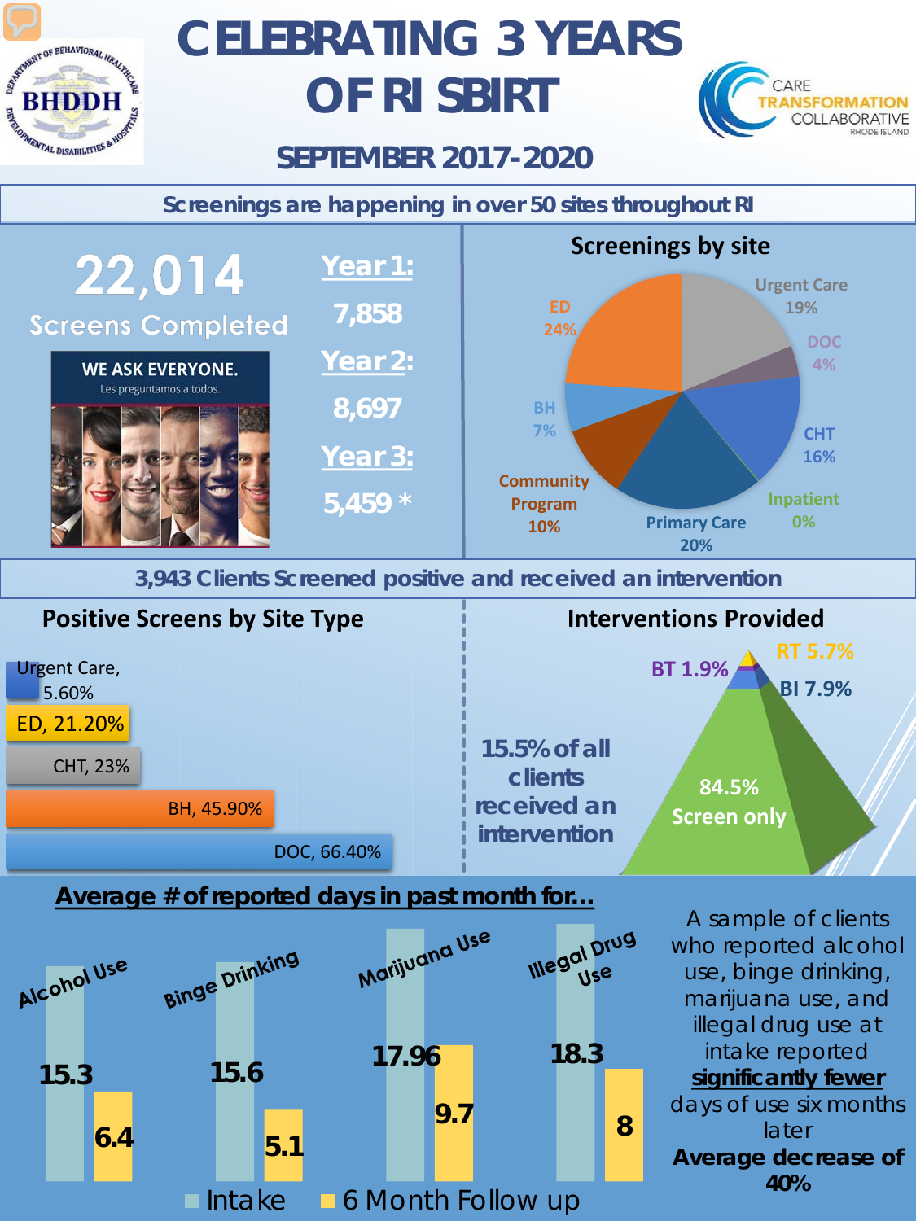# CELEBRATING 3 YEARS OF RI SBIRT

## SEPTEMBER 2017-2020

BHDDH — Department of Behavioral Healthcare, Developmental Disabilities & Hospitals

Care Transformation Collaborative Rhode Island

### Screenings are happening in over 50 sites throughout RI

**22,014**
Screens Completed

WE ASK EVERYONE.
Les preguntamos a todos.

**Year 1:** 7,858

**Year 2:** 8,697

**Year 3:** 5,459 *

#### Screenings by site

| Site | Percentage |
|---|---|
| Urgent Care | 19% |
| DOC | 4% |
| CHT | 16% |
| Inpatient | 0% |
| Primary Care | 20% |
| Community Program | 10% |
| BH | 7% |
| ED | 24% |

### 3,943 Clients Screened positive and received an intervention

#### Positive Screens by Site Type

| Site Type | Percentage |
|---|---|
| Urgent Care | 5.60% |
| ED | 21.20% |
| CHT | 23% |
| BH | 45.90% |
| DOC | 66.40% |

#### Interventions Provided

**15.5% of all clients received an intervention**

| Intervention | Percentage |
|---|---|
| RT | 5.7% |
| BT | 1.9% |
| BI | 7.9% |
| Screen only | 84.5% |

### Average # of reported days in past month for...

| | Intake | 6 Month Follow up |
|---|---|---|
| Alcohol Use | 15.3 | 6.4 |
| Binge Drinking | 15.6 | 5.1 |
| Marijuana Use | 17.96 | 9.7 |
| Illegal Drug Use | 18.3 | 8 |

A sample of clients who reported alcohol use, binge drinking, marijuana use, and illegal drug use at intake reported **significantly fewer** days of use six months later

**Average decrease of 40%**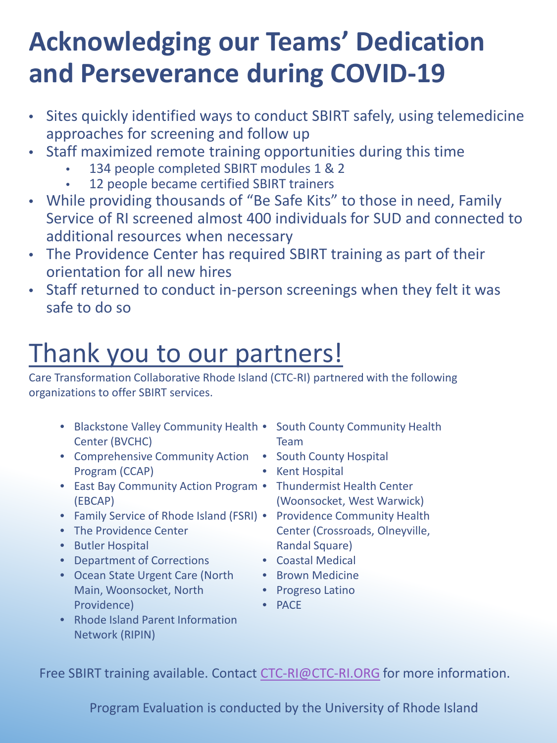# Acknowledging our Teams' Dedication and Perseverance during COVID-19

- Sites quickly identified ways to conduct SBIRT safely, using telemedicine approaches for screening and follow up
- Staff maximized remote training opportunities during this time
  - 134 people completed SBIRT modules 1 & 2
  - 12 people became certified SBIRT trainers
- While providing thousands of "Be Safe Kits" to those in need, Family Service of RI screened almost 400 individuals for SUD and connected to additional resources when necessary
- The Providence Center has required SBIRT training as part of their orientation for all new hires
- Staff returned to conduct in-person screenings when they felt it was safe to do so

# Thank you to our partners!

Care Transformation Collaborative Rhode Island (CTC-RI) partnered with the following organizations to offer SBIRT services.

- Blackstone Valley Community Health Center (BVCHC)
- Comprehensive Community Action Program (CCAP)
- East Bay Community Action Program (EBCAP)
- Family Service of Rhode Island (FSRI)
- The Providence Center
- Butler Hospital
- Department of Corrections
- Ocean State Urgent Care (North Main, Woonsocket, North Providence)
- Rhode Island Parent Information Network (RIPIN)
- South County Community Health Team
- South County Hospital
- Kent Hospital
- Thundermist Health Center (Woonsocket, West Warwick)
- Providence Community Health Center (Crossroads, Olneyville, Randal Square)
- Coastal Medical
- Brown Medicine
- Progreso Latino
- PACE

Free SBIRT training available. Contact CTC-RI@CTC-RI.ORG for more information.

Program Evaluation is conducted by the University of Rhode Island